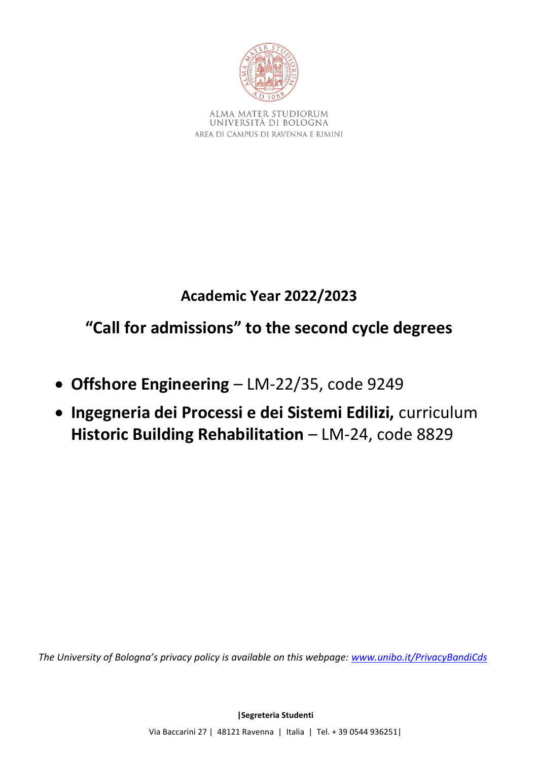ALMA MATER STUDIORUM
UNIVERSITÀ DI BOLOGNA
AREA DI CAMPUS DI RAVENNA E RIMINI

# Academic Year 2022/2023

# "Call for admissions" to the second cycle degrees

- **Offshore Engineering** – LM-22/35, code 9249
- **Ingegneria dei Processi e dei Sistemi Edilizi,** curriculum **Historic Building Rehabilitation** – LM-24, code 8829

*The University of Bologna's privacy policy is available on this webpage: [www.unibo.it/PrivacyBandiCds](www.unibo.it/PrivacyBandiCds)*

**|Segreteria Studenti**

Via Baccarini 27 | 48121 Ravenna | Italia | Tel. + 39 0544 936251|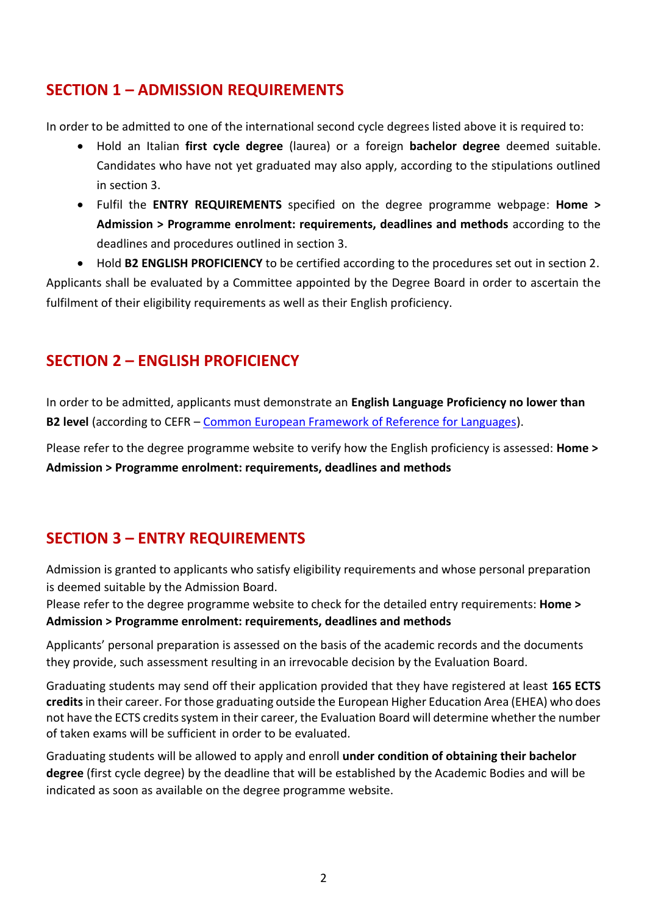## SECTION 1 – ADMISSION REQUIREMENTS

In order to be admitted to one of the international second cycle degrees listed above it is required to:

- Hold an Italian **first cycle degree** (laurea) or a foreign **bachelor degree** deemed suitable. Candidates who have not yet graduated may also apply, according to the stipulations outlined in section 3.
- Fulfil the **ENTRY REQUIREMENTS** specified on the degree programme webpage: **Home > Admission > Programme enrolment: requirements, deadlines and methods** according to the deadlines and procedures outlined in section 3.
- Hold **B2 ENGLISH PROFICIENCY** to be certified according to the procedures set out in section 2.

Applicants shall be evaluated by a Committee appointed by the Degree Board in order to ascertain the fulfilment of their eligibility requirements as well as their English proficiency.

## SECTION 2 – ENGLISH PROFICIENCY

In order to be admitted, applicants must demonstrate an **English Language Proficiency no lower than B2 level** (according to CEFR – Common European Framework of Reference for Languages).

Please refer to the degree programme website to verify how the English proficiency is assessed: **Home > Admission > Programme enrolment: requirements, deadlines and methods**

## SECTION 3 – ENTRY REQUIREMENTS

Admission is granted to applicants who satisfy eligibility requirements and whose personal preparation is deemed suitable by the Admission Board.
Please refer to the degree programme website to check for the detailed entry requirements: **Home > Admission > Programme enrolment: requirements, deadlines and methods**

Applicants' personal preparation is assessed on the basis of the academic records and the documents they provide, such assessment resulting in an irrevocable decision by the Evaluation Board.

Graduating students may send off their application provided that they have registered at least **165 ECTS credits** in their career. For those graduating outside the European Higher Education Area (EHEA) who does not have the ECTS credits system in their career, the Evaluation Board will determine whether the number of taken exams will be sufficient in order to be evaluated.

Graduating students will be allowed to apply and enroll **under condition of obtaining their bachelor degree** (first cycle degree) by the deadline that will be established by the Academic Bodies and will be indicated as soon as available on the degree programme website.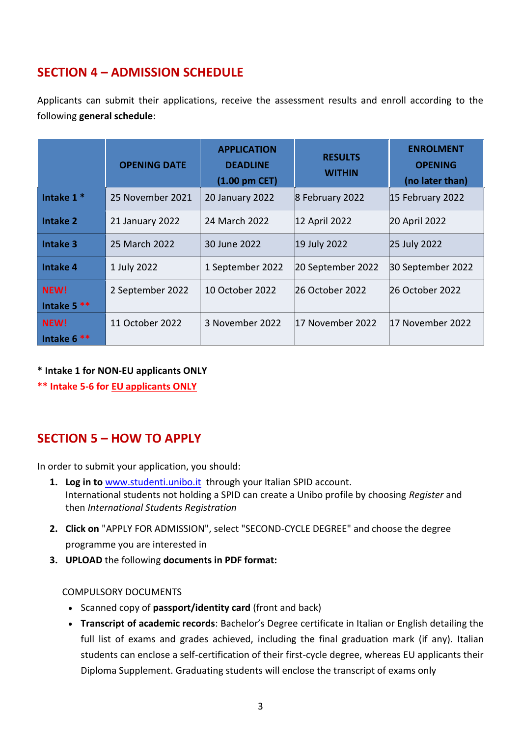## SECTION 4 – ADMISSION SCHEDULE

Applicants can submit their applications, receive the assessment results and enroll according to the following **general schedule**:

| | OPENING DATE | APPLICATION DEADLINE (1.00 pm CET) | RESULTS WITHIN | ENROLMENT OPENING (no later than) |
|---|---|---|---|---|
| **Intake 1 *** | 25 November 2021 | 20 January 2022 | 8 February 2022 | 15 February 2022 |
| **Intake 2** | 21 January 2022 | 24 March 2022 | 12 April 2022 | 20 April 2022 |
| **Intake 3** | 25 March 2022 | 30 June 2022 | 19 July 2022 | 25 July 2022 |
| **Intake 4** | 1 July 2022 | 1 September 2022 | 20 September 2022 | 30 September 2022 |
| **NEW! Intake 5 **** | 2 September 2022 | 10 October 2022 | 26 October 2022 | 26 October 2022 |
| **NEW! Intake 6 **** | 11 October 2022 | 3 November 2022 | 17 November 2022 | 17 November 2022 |

**\* Intake 1 for NON-EU applicants ONLY**

**\*\* Intake 5-6 for EU applicants ONLY**

## SECTION 5 – HOW TO APPLY

In order to submit your application, you should:

1. **Log in to** www.studenti.unibo.it through your Italian SPID account. International students not holding a SPID can create a Unibo profile by choosing *Register* and then *International Students Registration*
2. **Click on** "APPLY FOR ADMISSION", select "SECOND-CYCLE DEGREE" and choose the degree programme you are interested in
3. **UPLOAD** the following **documents in PDF format:**

COMPULSORY DOCUMENTS

- Scanned copy of **passport/identity card** (front and back)
- **Transcript of academic records**: Bachelor's Degree certificate in Italian or English detailing the full list of exams and grades achieved, including the final graduation mark (if any). Italian students can enclose a self-certification of their first-cycle degree, whereas EU applicants their Diploma Supplement. Graduating students will enclose the transcript of exams only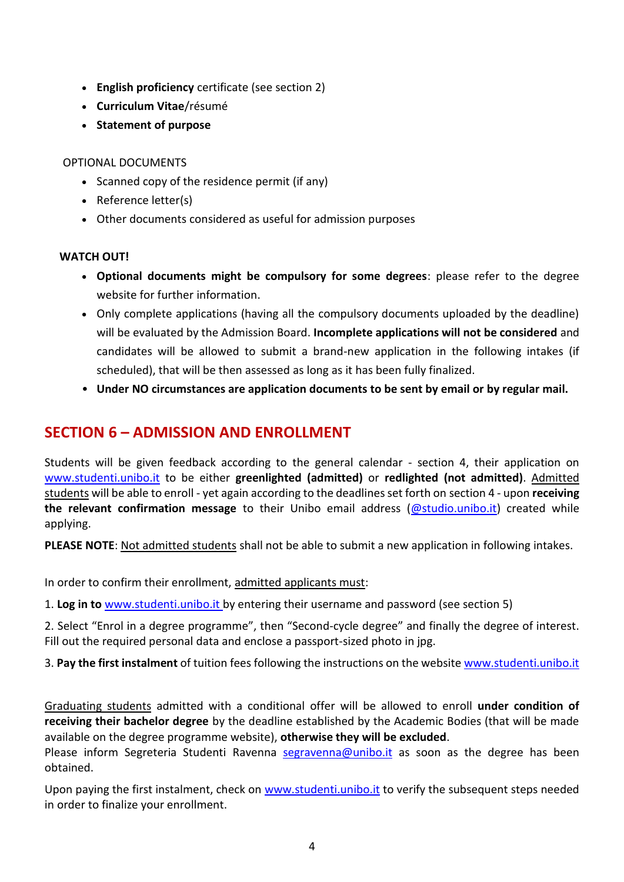- **English proficiency** certificate (see section 2)
- **Curriculum Vitae**/résumé
- **Statement of purpose**

OPTIONAL DOCUMENTS

- Scanned copy of the residence permit (if any)
- Reference letter(s)
- Other documents considered as useful for admission purposes

**WATCH OUT!**

- **Optional documents might be compulsory for some degrees**: please refer to the degree website for further information.
- Only complete applications (having all the compulsory documents uploaded by the deadline) will be evaluated by the Admission Board. **Incomplete applications will not be considered** and candidates will be allowed to submit a brand-new application in the following intakes (if scheduled), that will be then assessed as long as it has been fully finalized.
- **Under NO circumstances are application documents to be sent by email or by regular mail.**

## SECTION 6 – ADMISSION AND ENROLLMENT

Students will be given feedback according to the general calendar - section 4, their application on www.studenti.unibo.it to be either **greenlighted (admitted)** or **redlighted (not admitted)**. Admitted students will be able to enroll - yet again according to the deadlines set forth on section 4 - upon **receiving the relevant confirmation message** to their Unibo email address (@studio.unibo.it) created while applying.

**PLEASE NOTE**: Not admitted students shall not be able to submit a new application in following intakes.

In order to confirm their enrollment, admitted applicants must:

1. **Log in to** www.studenti.unibo.it by entering their username and password (see section 5)

2. Select "Enrol in a degree programme", then "Second-cycle degree" and finally the degree of interest. Fill out the required personal data and enclose a passport-sized photo in jpg.

3. **Pay the first instalment** of tuition fees following the instructions on the website www.studenti.unibo.it

Graduating students admitted with a conditional offer will be allowed to enroll **under condition of receiving their bachelor degree** by the deadline established by the Academic Bodies (that will be made available on the degree programme website), **otherwise they will be excluded**.
Please inform Segreteria Studenti Ravenna segravenna@unibo.it as soon as the degree has been obtained.

Upon paying the first instalment, check on www.studenti.unibo.it to verify the subsequent steps needed in order to finalize your enrollment.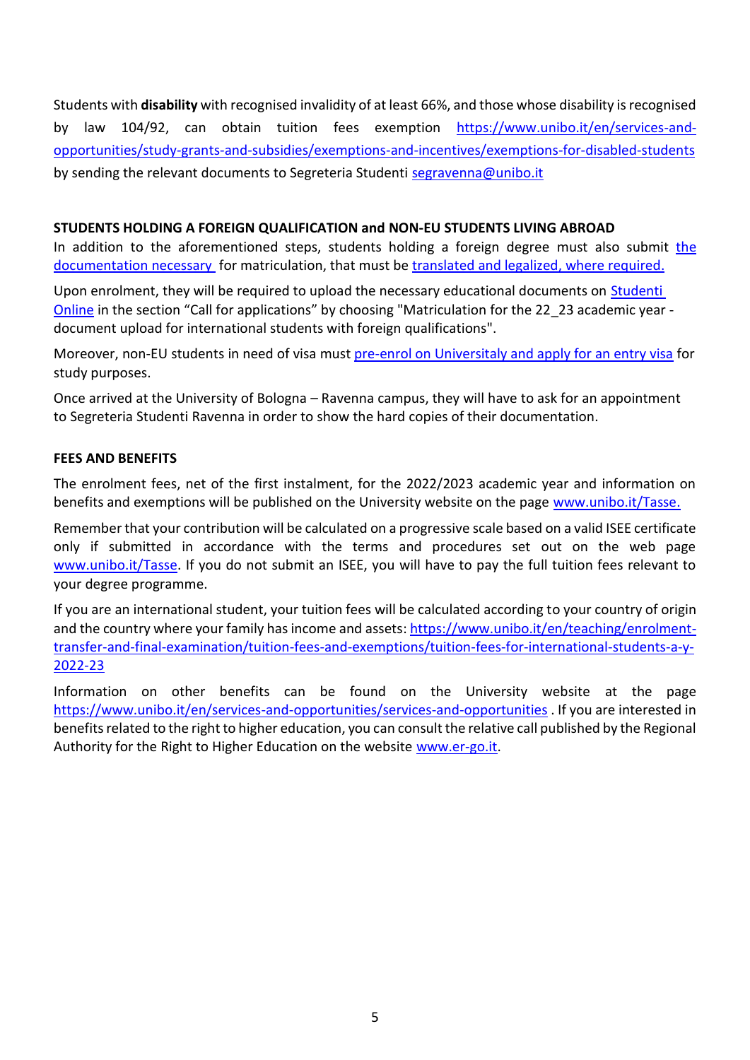Students with **disability** with recognised invalidity of at least 66%, and those whose disability is recognised by law 104/92, can obtain tuition fees exemption https://www.unibo.it/en/services-and-opportunities/study-grants-and-subsidies/exemptions-and-incentives/exemptions-for-disabled-students by sending the relevant documents to Segreteria Studenti segravenna@unibo.it

**STUDENTS HOLDING A FOREIGN QUALIFICATION and NON-EU STUDENTS LIVING ABROAD**

In addition to the aforementioned steps, students holding a foreign degree must also submit the documentation necessary for matriculation, that must be translated and legalized, where required.

Upon enrolment, they will be required to upload the necessary educational documents on Studenti Online in the section "Call for applications" by choosing "Matriculation for the 22_23 academic year - document upload for international students with foreign qualifications".

Moreover, non-EU students in need of visa must pre-enrol on Universitaly and apply for an entry visa for study purposes.

Once arrived at the University of Bologna – Ravenna campus, they will have to ask for an appointment to Segreteria Studenti Ravenna in order to show the hard copies of their documentation.

**FEES AND BENEFITS**

The enrolment fees, net of the first instalment, for the 2022/2023 academic year and information on benefits and exemptions will be published on the University website on the page www.unibo.it/Tasse.

Remember that your contribution will be calculated on a progressive scale based on a valid ISEE certificate only if submitted in accordance with the terms and procedures set out on the web page www.unibo.it/Tasse. If you do not submit an ISEE, you will have to pay the full tuition fees relevant to your degree programme.

If you are an international student, your tuition fees will be calculated according to your country of origin and the country where your family has income and assets: https://www.unibo.it/en/teaching/enrolment-transfer-and-final-examination/tuition-fees-and-exemptions/tuition-fees-for-international-students-a-y-2022-23

Information on other benefits can be found on the University website at the page https://www.unibo.it/en/services-and-opportunities/services-and-opportunities . If you are interested in benefits related to the right to higher education, you can consult the relative call published by the Regional Authority for the Right to Higher Education on the website www.er-go.it.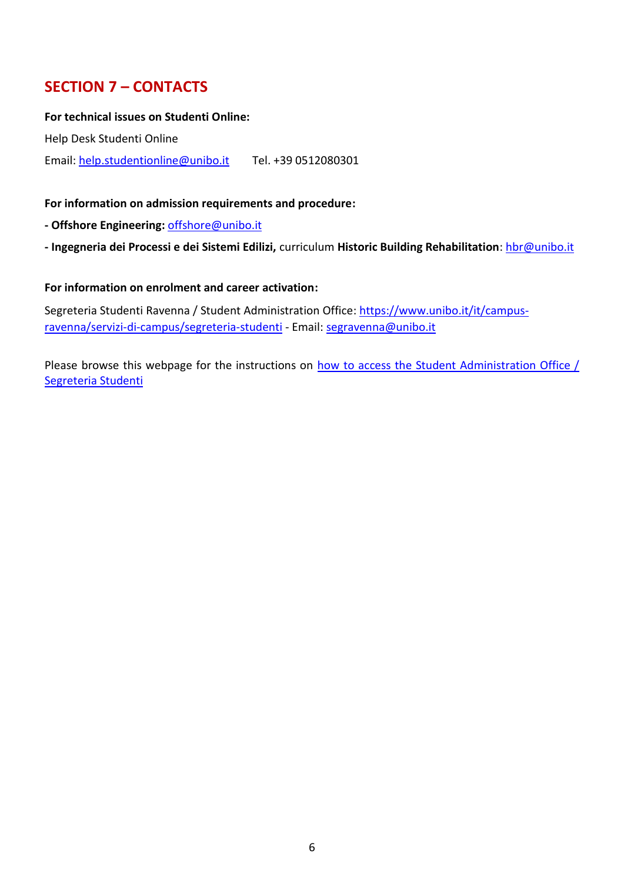## SECTION 7 – CONTACTS

**For technical issues on Studenti Online:**

Help Desk Studenti Online

Email: help.studentionline@unibo.it Tel. +39 0512080301

**For information on admission requirements and procedure:**

**- Offshore Engineering:** offshore@unibo.it

**- Ingegneria dei Processi e dei Sistemi Edilizi,** curriculum **Historic Building Rehabilitation**: hbr@unibo.it

**For information on enrolment and career activation:**

Segreteria Studenti Ravenna / Student Administration Office: https://www.unibo.it/it/campus-ravenna/servizi-di-campus/segreteria-studenti - Email: segravenna@unibo.it

Please browse this webpage for the instructions on how to access the Student Administration Office / Segreteria Studenti